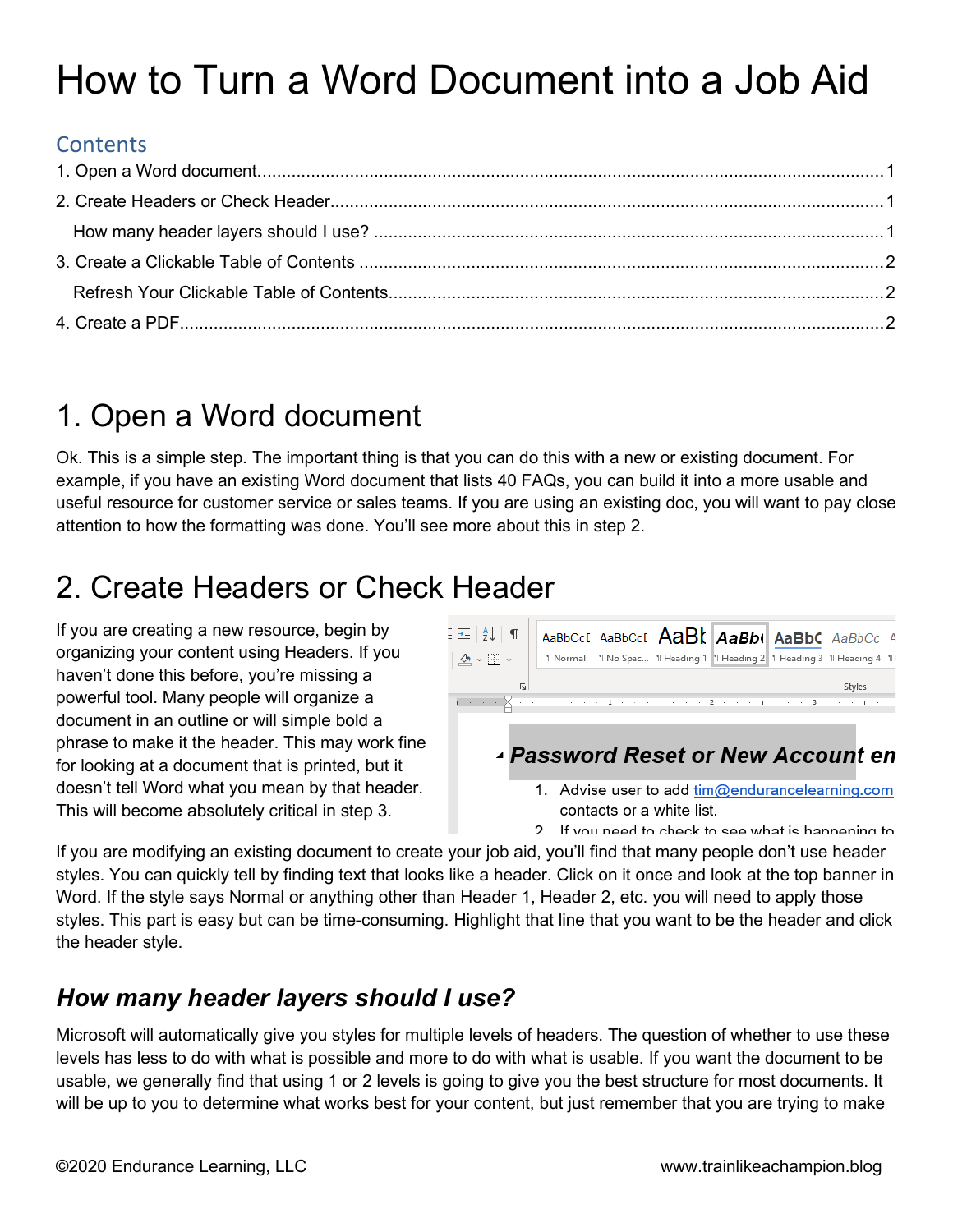# How to Turn a Word Document into a Job Aid

## Contents

1. Open a Word document....................................................................................................1
2. Create Headers or Check Header.....................................................................................1
   How many header layers should I use? ..............................................................................1
3. Create a Clickable Table of Contents ...................................................................................2
   Refresh Your Clickable Table of Contents..............................................................................2
4. Create a PDF.......................................................................................................................2

# 1. Open a Word document

Ok. This is a simple step. The important thing is that you can do this with a new or existing document. For example, if you have an existing Word document that lists 40 FAQs, you can build it into a more usable and useful resource for customer service or sales teams. If you are using an existing doc, you will want to pay close attention to how the formatting was done. You'll see more about this in step 2.

# 2. Create Headers or Check Header

If you are creating a new resource, begin by organizing your content using Headers. If you haven't done this before, you're missing a powerful tool. Many people will organize a document in an outline or will simple bold a phrase to make it the header. This may work fine for looking at a document that is printed, but it doesn't tell Word what you mean by that header. This will become absolutely critical in step 3.

If you are modifying an existing document to create your job aid, you'll find that many people don't use header styles. You can quickly tell by finding text that looks like a header. Click on it once and look at the top banner in Word. If the style says Normal or anything other than Header 1, Header 2, etc. you will need to apply those styles. This part is easy but can be time-consuming. Highlight that line that you want to be the header and click the header style.

## *How many header layers should I use?*

Microsoft will automatically give you styles for multiple levels of headers. The question of whether to use these levels has less to do with what is possible and more to do with what is usable. If you want the document to be usable, we generally find that using 1 or 2 levels is going to give you the best structure for most documents. It will be up to you to determine what works best for your content, but just remember that you are trying to make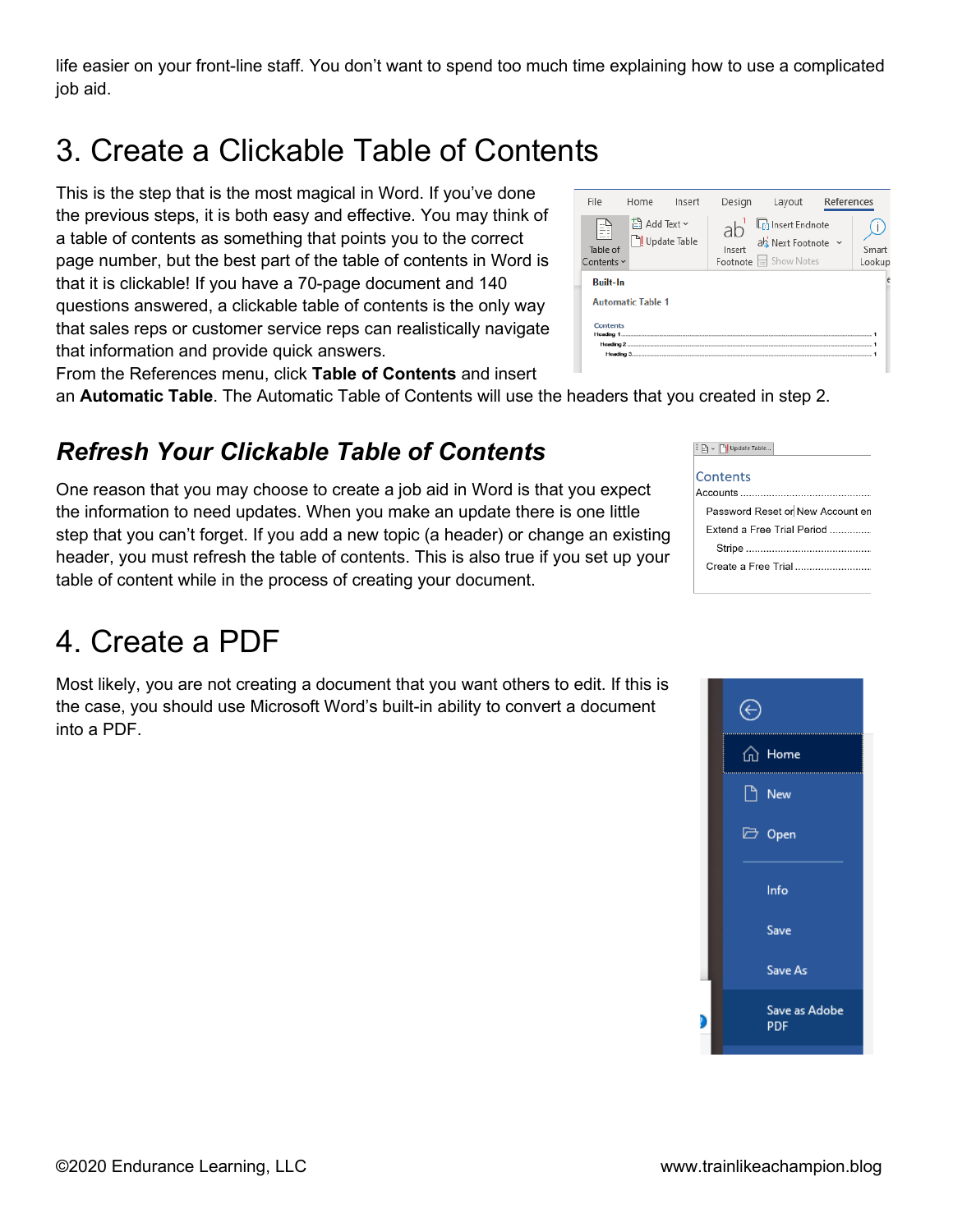life easier on your front-line staff. You don't want to spend too much time explaining how to use a complicated job aid.

# 3. Create a Clickable Table of Contents

This is the step that is the most magical in Word. If you've done the previous steps, it is both easy and effective. You may think of a table of contents as something that points you to the correct page number, but the best part of the table of contents in Word is that it is clickable! If you have a 70-page document and 140 questions answered, a clickable table of contents is the only way that sales reps or customer service reps can realistically navigate that information and provide quick answers.

From the References menu, click **Table of Contents** and insert an **Automatic Table**. The Automatic Table of Contents will use the headers that you created in step 2.

## *Refresh Your Clickable Table of Contents*

One reason that you may choose to create a job aid in Word is that you expect the information to need updates. When you make an update there is one little step that you can't forget. If you add a new topic (a header) or change an existing header, you must refresh the table of contents. This is also true if you set up your table of content while in the process of creating your document.

# 4. Create a PDF

Most likely, you are not creating a document that you want others to edit. If this is the case, you should use Microsoft Word's built-in ability to convert a document into a PDF.

©2020 Endurance Learning, LLC www.trainlikeachampion.blog